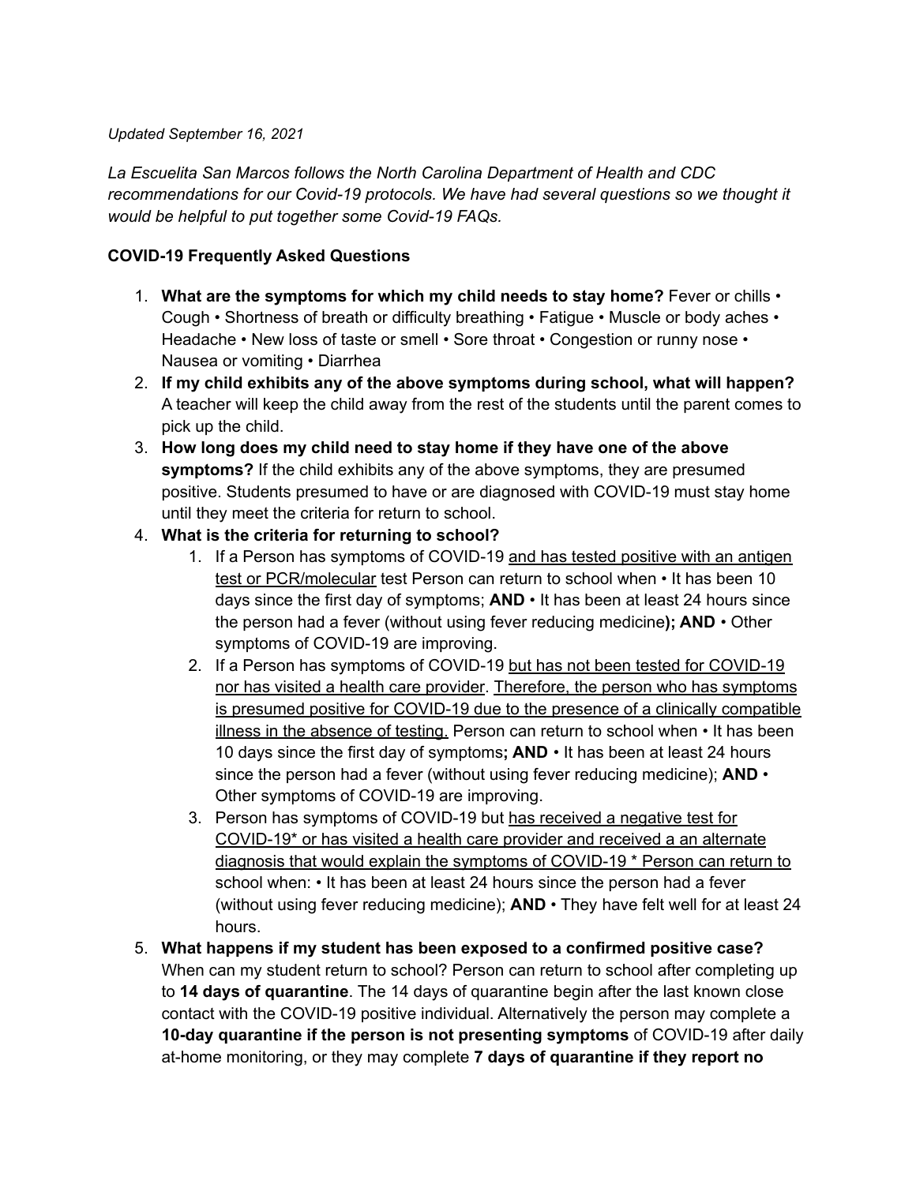*Updated September 16, 2021*

*La Escuelita San Marcos follows the North Carolina Department of Health and CDC recommendations for our Covid-19 protocols. We have had several questions so we thought it would be helpful to put together some Covid-19 FAQs.*

**COVID-19 Frequently Asked Questions**

1. **What are the symptoms for which my child needs to stay home?** Fever or chills • Cough • Shortness of breath or difficulty breathing • Fatigue • Muscle or body aches • Headache • New loss of taste or smell • Sore throat • Congestion or runny nose • Nausea or vomiting • Diarrhea
2. **If my child exhibits any of the above symptoms during school, what will happen?** A teacher will keep the child away from the rest of the students until the parent comes to pick up the child.
3. **How long does my child need to stay home if they have one of the above symptoms?** If the child exhibits any of the above symptoms, they are presumed positive. Students presumed to have or are diagnosed with COVID-19 must stay home until they meet the criteria for return to school.
4. **What is the criteria for returning to school?**
    1. If a Person has symptoms of COVID-19 <u>and has tested positive with an antigen test or PCR/molecular</u> test Person can return to school when • It has been 10 days since the first day of symptoms; **AND** • It has been at least 24 hours since the person had a fever (without using fever reducing medicine**); AND** • Other symptoms of COVID-19 are improving.
    2. If a Person has symptoms of COVID-19 <u>but has not been tested for COVID-19 nor has visited a health care provider</u>. <u>Therefore, the person who has symptoms is presumed positive for COVID-19 due to the presence of a clinically compatible illness in the absence of testing.</u> Person can return to school when • It has been 10 days since the first day of symptoms**; AND** • It has been at least 24 hours since the person had a fever (without using fever reducing medicine); **AND** • Other symptoms of COVID-19 are improving.
    3. Person has symptoms of COVID-19 but <u>has received a negative test for COVID-19* or has visited a health care provider and received a an alternate diagnosis that would explain the symptoms of COVID-19 *</u> Person can return to school when: • It has been at least 24 hours since the person had a fever (without using fever reducing medicine); **AND** • They have felt well for at least 24 hours.
5. **What happens if my student has been exposed to a confirmed positive case?** When can my student return to school? Person can return to school after completing up to **14 days of quarantine**. The 14 days of quarantine begin after the last known close contact with the COVID-19 positive individual. Alternatively the person may complete a **10-day quarantine if the person is not presenting symptoms** of COVID-19 after daily at-home monitoring, or they may complete **7 days of quarantine if they report no**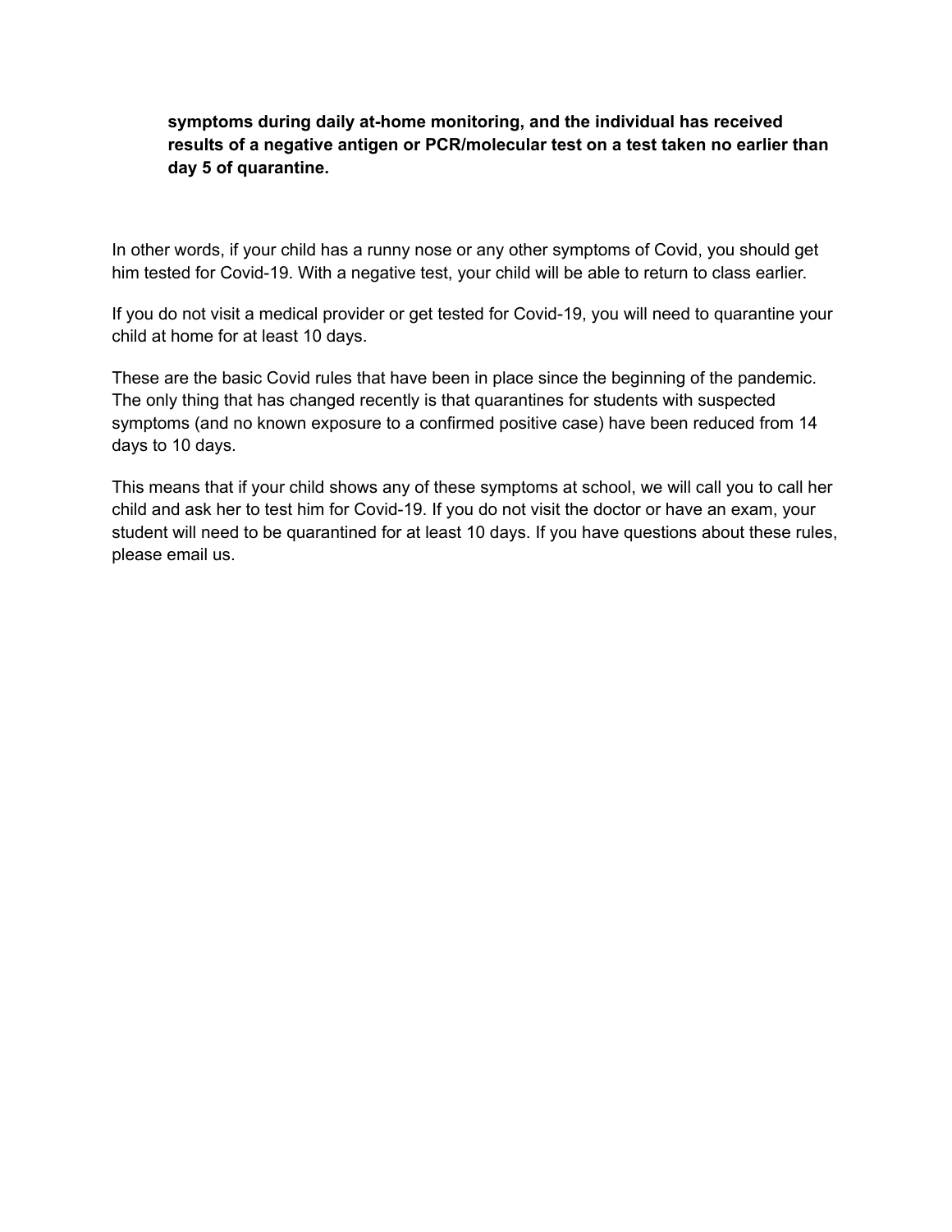**symptoms during daily at-home monitoring, and the individual has received results of a negative antigen or PCR/molecular test on a test taken no earlier than day 5 of quarantine.**

In other words, if your child has a runny nose or any other symptoms of Covid, you should get him tested for Covid-19. With a negative test, your child will be able to return to class earlier.

If you do not visit a medical provider or get tested for Covid-19, you will need to quarantine your child at home for at least 10 days.

These are the basic Covid rules that have been in place since the beginning of the pandemic. The only thing that has changed recently is that quarantines for students with suspected symptoms (and no known exposure to a confirmed positive case) have been reduced from 14 days to 10 days.

This means that if your child shows any of these symptoms at school, we will call you to call her child and ask her to test him for Covid-19. If you do not visit the doctor or have an exam, your student will need to be quarantined for at least 10 days. If you have questions about these rules, please email us.